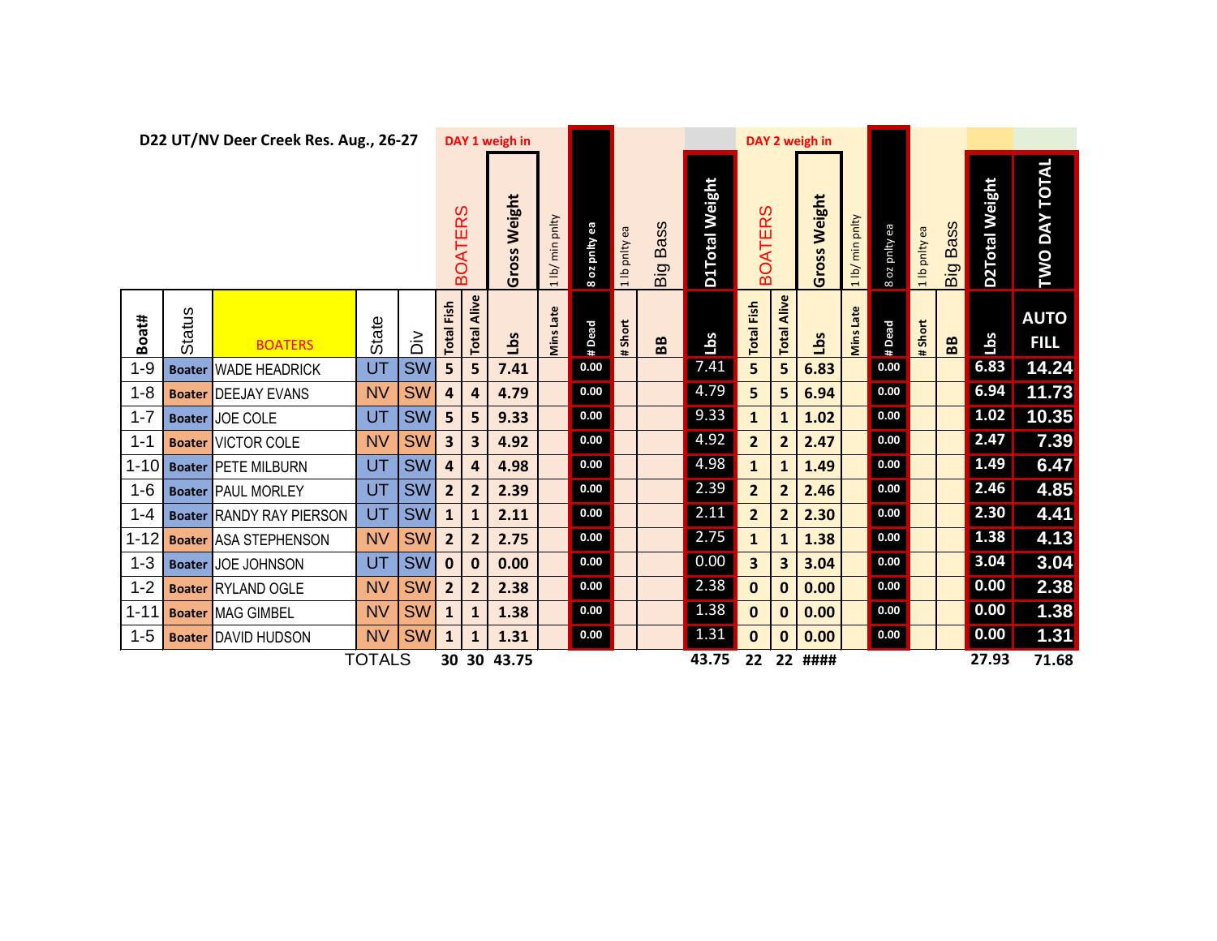**D22 UT/NV Deer Creek Res. Aug., 26-27**

| | | | | | DAY 1 weigh in | | | | | | | | | DAY 2 weigh in | | | | | | | | | |
|---|---|---|---|---|---|---|---|---|---|---|---|---|---|---|---|---|---|---|---|---|---|---|---|
| | | | | | BOATERS | | Gross Weight | 1 lb/ min pnlty | 8 oz pnlty ea | 1 lb pnlty ea | Big Bass | D1Total Weight | BOATERS | | Gross Weight | 1 lb/ min pnlty | 8 oz pnlty ea | 1 lb pnlty ea | Big Bass | D2Total Weight | TWO DAY TOTAL |
| Boat# | Status | BOATERS | State | Div | Total Fish | Total Alive | Lbs | Mins Late | # Dead | # Short | BB | Lbs | Total Fish | Total Alive | Lbs | Mins Late | # Dead | # Short | BB | Lbs | AUTO FILL |
| 1-9 | Boater | WADE HEADRICK | UT | SW | 5 | 5 | 7.41 | | 0.00 | | | 7.41 | 5 | 5 | 6.83 | | 0.00 | | | 6.83 | 14.24 |
| 1-8 | Boater | DEEJAY EVANS | NV | SW | 4 | 4 | 4.79 | | 0.00 | | | 4.79 | 5 | 5 | 6.94 | | 0.00 | | | 6.94 | 11.73 |
| 1-7 | Boater | JOE COLE | UT | SW | 5 | 5 | 9.33 | | 0.00 | | | 9.33 | 1 | 1 | 1.02 | | 0.00 | | | 1.02 | 10.35 |
| 1-1 | Boater | VICTOR COLE | NV | SW | 3 | 3 | 4.92 | | 0.00 | | | 4.92 | 2 | 2 | 2.47 | | 0.00 | | | 2.47 | 7.39 |
| 1-10 | Boater | PETE MILBURN | UT | SW | 4 | 4 | 4.98 | | 0.00 | | | 4.98 | 1 | 1 | 1.49 | | 0.00 | | | 1.49 | 6.47 |
| 1-6 | Boater | PAUL MORLEY | UT | SW | 2 | 2 | 2.39 | | 0.00 | | | 2.39 | 2 | 2 | 2.46 | | 0.00 | | | 2.46 | 4.85 |
| 1-4 | Boater | RANDY RAY PIERSON | UT | SW | 1 | 1 | 2.11 | | 0.00 | | | 2.11 | 2 | 2 | 2.30 | | 0.00 | | | 2.30 | 4.41 |
| 1-12 | Boater | ASA STEPHENSON | NV | SW | 2 | 2 | 2.75 | | 0.00 | | | 2.75 | 1 | 1 | 1.38 | | 0.00 | | | 1.38 | 4.13 |
| 1-3 | Boater | JOE JOHNSON | UT | SW | 0 | 0 | 0.00 | | 0.00 | | | 0.00 | 3 | 3 | 3.04 | | 0.00 | | | 3.04 | 3.04 |
| 1-2 | Boater | RYLAND OGLE | NV | SW | 2 | 2 | 2.38 | | 0.00 | | | 2.38 | 0 | 0 | 0.00 | | 0.00 | | | 0.00 | 2.38 |
| 1-11 | Boater | MAG GIMBEL | NV | SW | 1 | 1 | 1.38 | | 0.00 | | | 1.38 | 0 | 0 | 0.00 | | 0.00 | | | 0.00 | 1.38 |
| 1-5 | Boater | DAVID HUDSON | NV | SW | 1 | 1 | 1.31 | | 0.00 | | | 1.31 | 0 | 0 | 0.00 | | 0.00 | | | 0.00 | 1.31 |
| | | | TOTALS | | 30 | 30 | 43.75 | | | | | 43.75 | 22 | 22 | #### | | | | | 27.93 | 71.68 |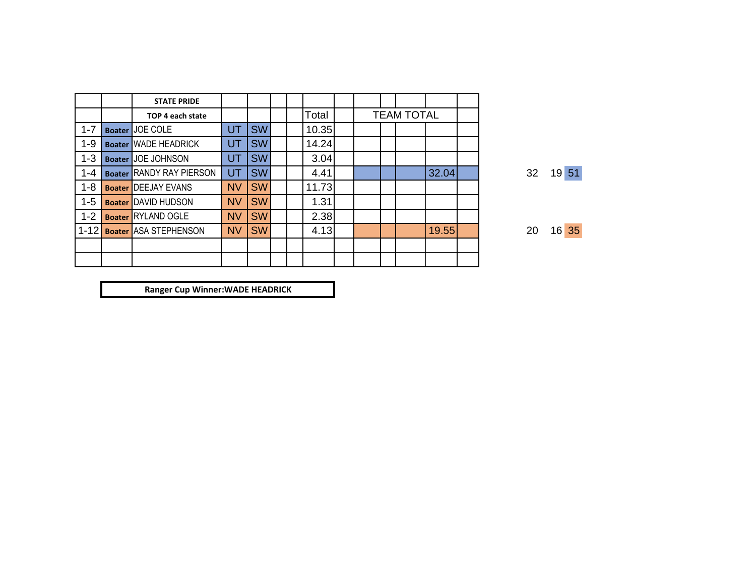| | | STATE PRIDE | | | | | | | | | | | |
|---|---|---|---|---|---|---|---|---|---|---|---|---|---|
| | | TOP 4 each state | | | | | Total | | TEAM TOTAL | | | | |
| 1-7 | Boater | JOE COLE | UT | SW | | | 10.35 | | | | | | |
| 1-9 | Boater | WADE HEADRICK | UT | SW | | | 14.24 | | | | | | |
| 1-3 | Boater | JOE JOHNSON | UT | SW | | | 3.04 | | | | | | |
| 1-4 | Boater | RANDY RAY PIERSON | UT | SW | | | 4.41 | | | | | 32.04 | |
| 1-8 | Boater | DEEJAY EVANS | NV | SW | | | 11.73 | | | | | | |
| 1-5 | Boater | DAVID HUDSON | NV | SW | | | 1.31 | | | | | | |
| 1-2 | Boater | RYLAND OGLE | NV | SW | | | 2.38 | | | | | | |
| 1-12 | Boater | ASA STEPHENSON | NV | SW | | | 4.13 | | | | | 19.55 | |
| | | | | | | | | | | | | | |
| | | | | | | | | | | | | | |

| | | |
|---|---|---|
| 32 | 19 | 51 |
| 20 | 16 | 35 |

**Ranger Cup Winner:WADE HEADRICK**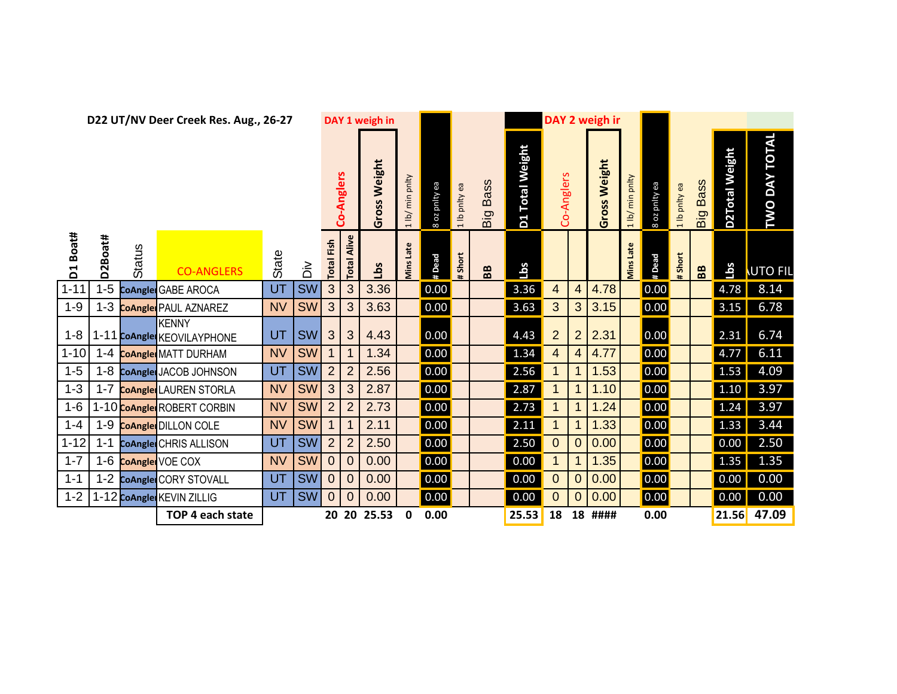**D22 UT/NV Deer Creek Res. Aug., 26-27**

| D1 Boat# | D2Boat# | Status | CO-ANGLERS | State | Div | DAY 1 weigh in Co-Anglers Total Fish | Total Alive | Gross Weight Lbs | 1 lb/ min pnlty Mins Late | 8 oz pnlty ea # Dead | 1 lb pnlty ea # Short | Big Bass BB | D1 Total Weight Lbs | DAY 2 weigh in Co-Anglers | | Gross Weight | 1 lb/ min pnlty Mins Late | 8 oz pnlty ea # Dead | 1 lb pnlty ea # Short | Big Bass BB | D2Total Weight Lbs | TWO DAY TOTAL AUTO FIL |
|---|---|---|---|---|---|---|---|---|---|---|---|---|---|---|---|---|---|---|---|---|---|---|
| 1-11 | 1-5 | CoAngler | GABE AROCA | UT | SW | 3 | 3 | 3.36 | | 0.00 | | | 3.36 | 4 | 4 | 4.78 | | 0.00 | | | 4.78 | 8.14 |
| 1-9 | 1-3 | CoAngler | PAUL AZNAREZ | NV | SW | 3 | 3 | 3.63 | | 0.00 | | | 3.63 | 3 | 3 | 3.15 | | 0.00 | | | 3.15 | 6.78 |
| 1-8 | 1-11 | CoAngler | KENNY KEOVILAYPHONE | UT | SW | 3 | 3 | 4.43 | | 0.00 | | | 4.43 | 2 | 2 | 2.31 | | 0.00 | | | 2.31 | 6.74 |
| 1-10 | 1-4 | CoAngler | MATT DURHAM | NV | SW | 1 | 1 | 1.34 | | 0.00 | | | 1.34 | 4 | 4 | 4.77 | | 0.00 | | | 4.77 | 6.11 |
| 1-5 | 1-8 | CoAngler | JACOB JOHNSON | UT | SW | 2 | 2 | 2.56 | | 0.00 | | | 2.56 | 1 | 1 | 1.53 | | 0.00 | | | 1.53 | 4.09 |
| 1-3 | 1-7 | CoAngler | LAUREN STORLA | NV | SW | 3 | 3 | 2.87 | | 0.00 | | | 2.87 | 1 | 1 | 1.10 | | 0.00 | | | 1.10 | 3.97 |
| 1-6 | 1-10 | CoAngler | ROBERT CORBIN | NV | SW | 2 | 2 | 2.73 | | 0.00 | | | 2.73 | 1 | 1 | 1.24 | | 0.00 | | | 1.24 | 3.97 |
| 1-4 | 1-9 | CoAngler | DILLON COLE | NV | SW | 1 | 1 | 2.11 | | 0.00 | | | 2.11 | 1 | 1 | 1.33 | | 0.00 | | | 1.33 | 3.44 |
| 1-12 | 1-1 | CoAngler | CHRIS ALLISON | UT | SW | 2 | 2 | 2.50 | | 0.00 | | | 2.50 | 0 | 0 | 0.00 | | 0.00 | | | 0.00 | 2.50 |
| 1-7 | 1-6 | CoAngler | VOE COX | NV | SW | 0 | 0 | 0.00 | | 0.00 | | | 0.00 | 1 | 1 | 1.35 | | 0.00 | | | 1.35 | 1.35 |
| 1-1 | 1-2 | CoAngler | CORY STOVALL | UT | SW | 0 | 0 | 0.00 | | 0.00 | | | 0.00 | 0 | 0 | 0.00 | | 0.00 | | | 0.00 | 0.00 |
| 1-2 | 1-12 | CoAngler | KEVIN ZILLIG | UT | SW | 0 | 0 | 0.00 | | 0.00 | | | 0.00 | 0 | 0 | 0.00 | | 0.00 | | | 0.00 | 0.00 |
| | | | **TOP 4 each state** | | | **20** | **20** | **25.53** | **0** | **0.00** | | | **25.53** | **18** | **18** | **####** | | **0.00** | | | **21.56** | **47.09** |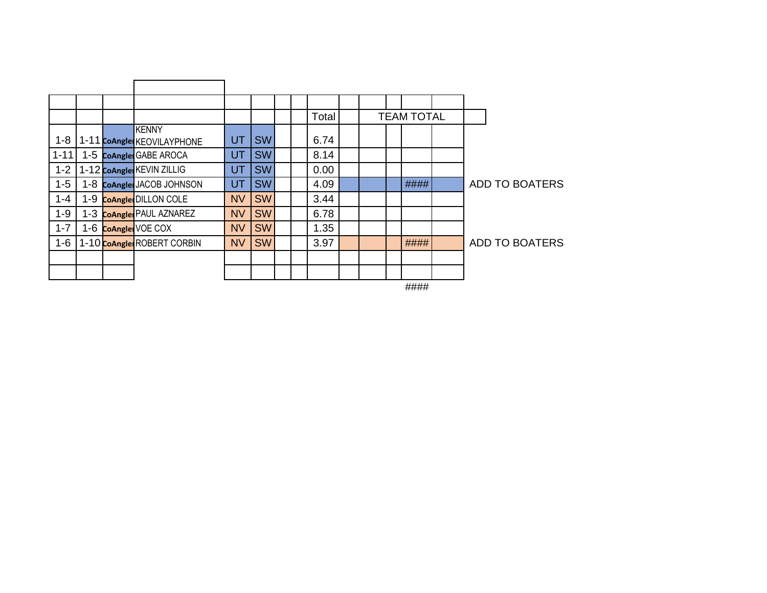| | | | | | | | | | | | | | | |
|---|---|---|---|---|---|---|---|---|---|---|---|---|---|---|
| | | | | | | | | Total | | TEAM TOTAL | | | | |
| 1-8 | 1-11 | CoAngler | KENNY KEOVILAYPHONE | UT | SW | | | 6.74 | | | | | | |
| 1-11 | 1-5 | CoAngler | GABE AROCA | UT | SW | | | 8.14 | | | | | | |
| 1-2 | 1-12 | CoAngler | KEVIN ZILLIG | UT | SW | | | 0.00 | | | | | | |
| 1-5 | 1-8 | CoAngler | JACOB JOHNSON | UT | SW | | | 4.09 | | | | #### | | ADD TO BOATERS |
| 1-4 | 1-9 | CoAngler | DILLON COLE | NV | SW | | | 3.44 | | | | | | |
| 1-9 | 1-3 | CoAngler | PAUL AZNAREZ | NV | SW | | | 6.78 | | | | | | |
| 1-7 | 1-6 | CoAngler | VOE COX | NV | SW | | | 1.35 | | | | | | |
| 1-6 | 1-10 | CoAngler | ROBERT CORBIN | NV | SW | | | 3.97 | | | | #### | | ADD TO BOATERS |
| | | | | | | | | | | | | | | |
| | | | | | | | | | | | | | | |
| | | | | | | | | | | | | #### | | |